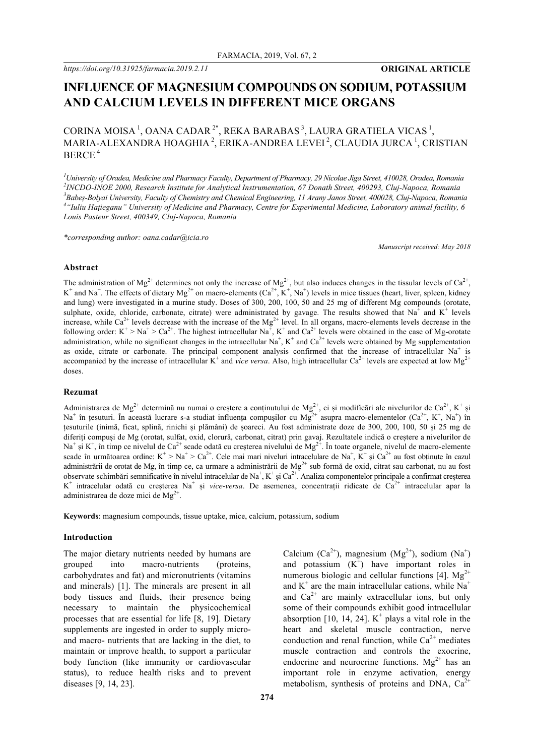https://doi.org/10.31925/farmacia.2019.2.11 **ORIGINAL ARTICLE**

# INFLUENCE OF MAGNESIUM COMPOUNDS ON SODIUM, POTASSIUM AND CALCIUM LEVELS IN DIFFERENT MICE ORGANS

CORINA MOISA [1], OANA CADAR [2*], REKA BARABAS [3], LAURA GRATIELA VICAS [1], MARIA-ALEXANDRA HOAGHIA [2], ERIKA-ANDREA LEVEI [2], CLAUDIA JURCA [1], CRISTIAN BERCE [4]

[1] *University of Oradea, Medicine and Pharmacy Faculty, Department of Pharmacy, 29 Nicolae Jiga Street, 410028, Oradea, Romania*
[2] *INCDO-INOE 2000, Research Institute for Analytical Instrumentation, 67 Donath Street, 400293, Cluj-Napoca, Romania*
[3] *Babeș-Bolyai University, Faculty of Chemistry and Chemical Engineering, 11 Arany Janos Street, 400028, Cluj-Napoca, Romania*
[4] *"Iuliu Hațieganu" University of Medicine and Pharmacy, Centre for Experimental Medicine, Laboratory animal facility, 6 Louis Pasteur Street, 400349, Cluj-Napoca, Romania*

*\*corresponding author: oana.cadar@icia.ro*

*Manuscript received: May 2018*

## Abstract

The administration of $Mg^{2+}$ determines not only the increase of $Mg^{2+}$, but also induces changes in the tissular levels of $Ca^{2+}$, $K^+$ and $Na^+$. The effects of dietary $Mg^{2+}$ on macro-elements ($Ca^{2+}$, $K^+$, $Na^+$) levels in mice tissues (heart, liver, spleen, kidney and lung) were investigated in a murine study. Doses of 300, 200, 100, 50 and 25 mg of different Mg compounds (orotate, sulphate, oxide, chloride, carbonate, citrate) were administrated by gavage. The results showed that $Na^+$ and $K^+$ levels increase, while $Ca^{2+}$ levels decrease with the increase of the $Mg^{2+}$ level. In all organs, macro-elements levels decrease in the following order: $K^+ > Na^+ > Ca^{2+}$. The highest intracellular $Na^+$, $K^+$ and $Ca^{2+}$ levels were obtained in the case of Mg-orotate administration, while no significant changes in the intracellular $Na^+$, $K^+$ and $Ca^{2+}$ levels were obtained by Mg supplementation as oxide, citrate or carbonate. The principal component analysis confirmed that the increase of intracellular $Na^+$ is accompanied by the increase of intracellular $K^+$ and *vice versa*. Also, high intracellular $Ca^{2+}$ levels are expected at low $Mg^{2+}$ doses.

## Rezumat

Administrarea de $Mg^{2+}$ determină nu numai o creștere a conținutului de $Mg^{2+}$, ci și modificări ale nivelurilor de $Ca^{2+}$, $K^+$ și $Na^+$ în țesuturi. În această lucrare s-a studiat influența compușilor cu $Mg^{2+}$ asupra macro-elementelor ($Ca^{2+}$, $K^+$, $Na^+$) în țesuturile (inimă, ficat, splină, rinichi și plămâni) de șoareci. Au fost administrate doze de 300, 200, 100, 50 și 25 mg de diferiți compuși de Mg (orotat, sulfat, oxid, clorură, carbonat, citrat) prin gavaj. Rezultatele indică o creștere a nivelurilor de $Na^+$ și $K^+$, în timp ce nivelul de $Ca^{2+}$ scade odată cu creșterea nivelului de $Mg^{2+}$. În toate organele, nivelul de macro-elemente scade în următoarea ordine: $K^+ > Na^+ > Ca^{2+}$. Cele mai mari niveluri intracelulare de $Na^+$, $K^+$ și $Ca^{2+}$ au fost obținute în cazul administrării de orotat de Mg, în timp ce, ca urmare a administrării de $Mg^{2+}$ sub formă de oxid, citrat sau carbonat, nu au fost observate schimbări semnificative în nivelul intracelular de $Na^+$, $K^+$ și $Ca^{2+}$. Analiza componentelor principale a confirmat creșterea $K^+$ intracelular odată cu creșterea $Na^+$ și *vice-versa*. De asemenea, concentrații ridicate de $Ca^{2+}$ intracelular apar la administrarea de doze mici de $Mg^{2+}$.

**Keywords**: magnesium compounds, tissue uptake, mice, calcium, potassium, sodium

## Introduction

The major dietary nutrients needed by humans are grouped into macro-nutrients (proteins, carbohydrates and fat) and micronutrients (vitamins and minerals) [1]. The minerals are present in all body tissues and fluids, their presence being necessary to maintain the physicochemical processes that are essential for life [8, 19]. Dietary supplements are ingested in order to supply micro- and macro- nutrients that are lacking in the diet, to maintain or improve health, to support a particular body function (like immunity or cardiovascular status), to reduce health risks and to prevent diseases [9, 14, 23].

Calcium ($Ca^{2+}$), magnesium ($Mg^{2+}$), sodium ($Na^+$) and potassium ($K^+$) have important roles in numerous biologic and cellular functions [4]. $Mg^{2+}$ and $K^+$ are the main intracellular cations, while $Na^+$ and $Ca^{2+}$ are mainly extracellular ions, but only some of their compounds exhibit good intracellular absorption [10, 14, 24]. $K^+$ plays a vital role in the heart and skeletal muscle contraction, nerve conduction and renal function, while $Ca^{2+}$ mediates muscle contraction and controls the exocrine, endocrine and neurocrine functions. $Mg^{2+}$ has an important role in enzyme activation, energy metabolism, synthesis of proteins and DNA, $Ca^{2+}$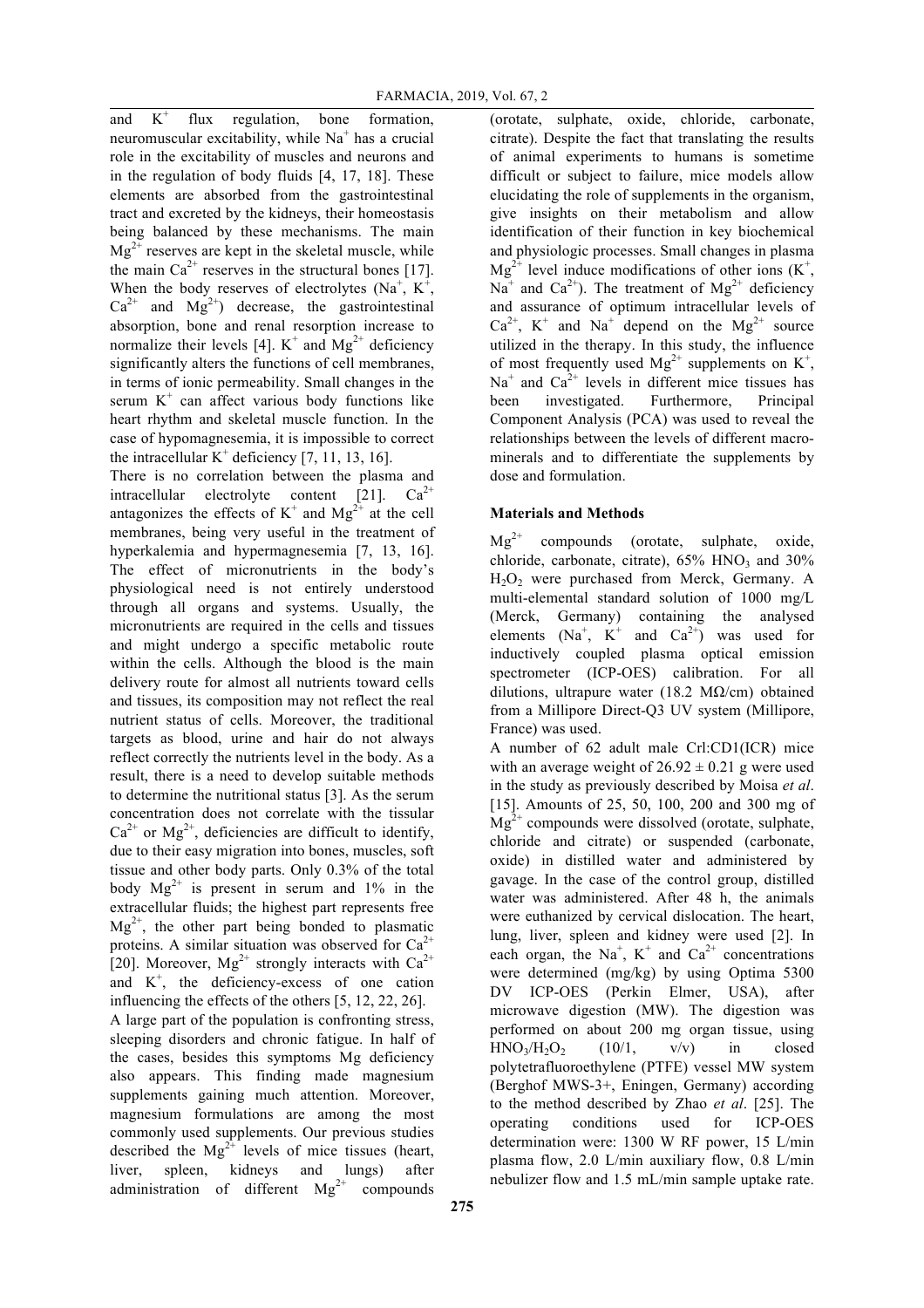and $K^+$ flux regulation, bone formation, neuromuscular excitability, while $Na^+$ has a crucial role in the excitability of muscles and neurons and in the regulation of body fluids [4, 17, 18]. These elements are absorbed from the gastrointestinal tract and excreted by the kidneys, their homeostasis being balanced by these mechanisms. The main $Mg^{2+}$ reserves are kept in the skeletal muscle, while the main $Ca^{2+}$ reserves in the structural bones [17]. When the body reserves of electrolytes ($Na^+$, $K^+$, $Ca^{2+}$ and $Mg^{2+}$) decrease, the gastrointestinal absorption, bone and renal resorption increase to normalize their levels [4]. $K^+$ and $Mg^{2+}$ deficiency significantly alters the functions of cell membranes, in terms of ionic permeability. Small changes in the serum $K^+$ can affect various body functions like heart rhythm and skeletal muscle function. In the case of hypomagnesemia, it is impossible to correct the intracellular $K^+$ deficiency [7, 11, 13, 16].

There is no correlation between the plasma and intracellular electrolyte content [21]. $Ca^{2+}$ antagonizes the effects of $K^+$ and $Mg^{2+}$ at the cell membranes, being very useful in the treatment of hyperkalemia and hypermagnesemia [7, 13, 16]. The effect of micronutrients in the body's physiological need is not entirely understood through all organs and systems. Usually, the micronutrients are required in the cells and tissues and might undergo a specific metabolic route within the cells. Although the blood is the main delivery route for almost all nutrients toward cells and tissues, its composition may not reflect the real nutrient status of cells. Moreover, the traditional targets as blood, urine and hair do not always reflect correctly the nutrients level in the body. As a result, there is a need to develop suitable methods to determine the nutritional status [3]. As the serum concentration does not correlate with the tissular $Ca^{2+}$ or $Mg^{2+}$, deficiencies are difficult to identify, due to their easy migration into bones, muscles, soft tissue and other body parts. Only 0.3% of the total body $Mg^{2+}$ is present in serum and 1% in the extracellular fluids; the highest part represents free $Mg^{2+}$, the other part being bonded to plasmatic proteins. A similar situation was observed for $Ca^{2+}$ [20]. Moreover, $Mg^{2+}$ strongly interacts with $Ca^{2+}$ and $K^+$, the deficiency-excess of one cation influencing the effects of the others [5, 12, 22, 26].

A large part of the population is confronting stress, sleeping disorders and chronic fatigue. In half of the cases, besides this symptoms Mg deficiency also appears. This finding made magnesium supplements gaining much attention. Moreover, magnesium formulations are among the most commonly used supplements. Our previous studies described the $Mg^{2+}$ levels of mice tissues (heart, liver, spleen, kidneys and lungs) after administration of different $Mg^{2+}$ compounds (orotate, sulphate, oxide, chloride, carbonate, citrate). Despite the fact that translating the results of animal experiments to humans is sometime difficult or subject to failure, mice models allow elucidating the role of supplements in the organism, give insights on their metabolism and allow identification of their function in key biochemical and physiologic processes. Small changes in plasma $Mg^{2+}$ level induce modifications of other ions ($K^+$, $Na^+$ and $Ca^{2+}$). The treatment of $Mg^{2+}$ deficiency and assurance of optimum intracellular levels of $Ca^{2+}$, $K^+$ and $Na^+$ depend on the $Mg^{2+}$ source utilized in the therapy. In this study, the influence of most frequently used $Mg^{2+}$ supplements on $K^+$, $Na^+$ and $Ca^{2+}$ levels in different mice tissues has been investigated. Furthermore, Principal Component Analysis (PCA) was used to reveal the relationships between the levels of different macro-minerals and to differentiate the supplements by dose and formulation.

## Materials and Methods

$Mg^{2+}$ compounds (orotate, sulphate, oxide, chloride, carbonate, citrate), 65% $HNO_3$ and 30% $H_2O_2$ were purchased from Merck, Germany. A multi-elemental standard solution of 1000 mg/L (Merck, Germany) containing the analysed elements ($Na^+$, $K^+$ and $Ca^{2+}$) was used for inductively coupled plasma optical emission spectrometer (ICP-OES) calibration. For all dilutions, ultrapure water (18.2 MΩ/cm) obtained from a Millipore Direct-Q3 UV system (Millipore, France) was used.

A number of 62 adult male Crl:CD1(ICR) mice with an average weight of 26.92 ± 0.21 g were used in the study as previously described by Moisa *et al*. [15]. Amounts of 25, 50, 100, 200 and 300 mg of $Mg^{2+}$ compounds were dissolved (orotate, sulphate, chloride and citrate) or suspended (carbonate, oxide) in distilled water and administered by gavage. In the case of the control group, distilled water was administered. After 48 h, the animals were euthanized by cervical dislocation. The heart, lung, liver, spleen and kidney were used [2]. In each organ, the $Na^+$, $K^+$ and $Ca^{2+}$ concentrations were determined (mg/kg) by using Optima 5300 DV ICP-OES (Perkin Elmer, USA), after microwave digestion (MW). The digestion was performed on about 200 mg organ tissue, using $HNO_3/H_2O_2$ (10/1, v/v) in closed polytetrafluoroethylene (PTFE) vessel MW system (Berghof MWS-3+, Eningen, Germany) according to the method described by Zhao *et al*. [25]. The operating conditions used for ICP-OES determination were: 1300 W RF power, 15 L/min plasma flow, 2.0 L/min auxiliary flow, 0.8 L/min nebulizer flow and 1.5 mL/min sample uptake rate.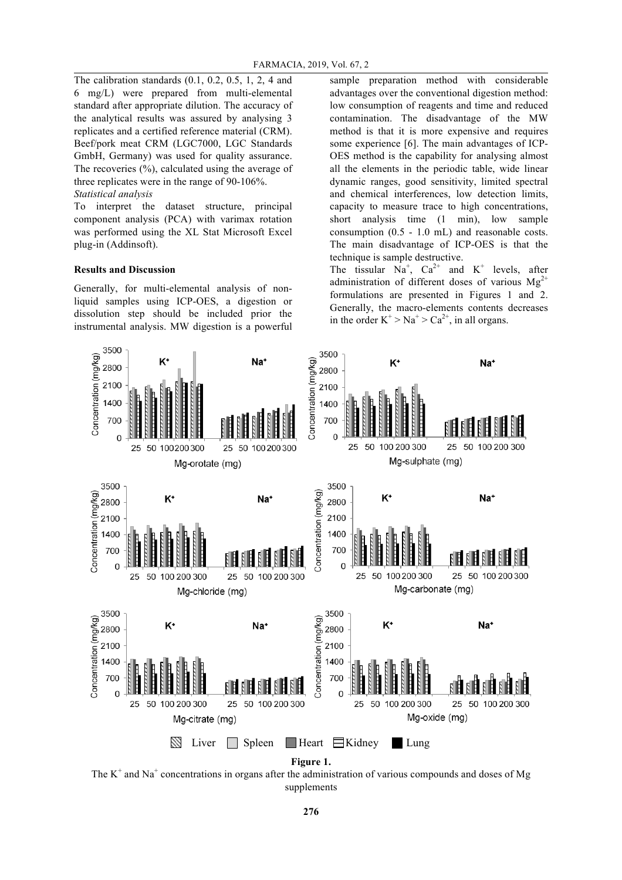The calibration standards (0.1, 0.2, 0.5, 1, 2, 4 and 6 mg/L) were prepared from multi-elemental standard after appropriate dilution. The accuracy of the analytical results was assured by analysing 3 replicates and a certified reference material (CRM). Beef/pork meat CRM (LGC7000, LGC Standards GmbH, Germany) was used for quality assurance. The recoveries (%), calculated using the average of three replicates were in the range of 90-106%.

*Statistical analysis*

To interpret the dataset structure, principal component analysis (PCA) with varimax rotation was performed using the XL Stat Microsoft Excel plug-in (Addinsoft).

**Results and Discussion**

Generally, for multi-elemental analysis of non-liquid samples using ICP-OES, a digestion or dissolution step should be included prior the instrumental analysis. MW digestion is a powerful sample preparation method with considerable advantages over the conventional digestion method: low consumption of reagents and time and reduced contamination. The disadvantage of the MW method is that it is more expensive and requires some experience [6]. The main advantages of ICP-OES method is the capability for analysing almost all the elements in the periodic table, wide linear dynamic ranges, good sensitivity, limited spectral and chemical interferences, low detection limits, capacity to measure trace to high concentrations, short analysis time (1 min), low sample consumption (0.5 - 1.0 mL) and reasonable costs. The main disadvantage of ICP-OES is that the technique is sample destructive.

The tissular $Na^+$, $Ca^{2+}$ and $K^+$ levels, after administration of different doses of various $Mg^{2+}$ formulations are presented in Figures 1 and 2. Generally, the macro-elements contents decreases in the order $K^+ > Na^+ > Ca^{2+}$, in all organs.

**Figure 1.**

The $K^+$ and $Na^+$ concentrations in organs after the administration of various compounds and doses of Mg supplements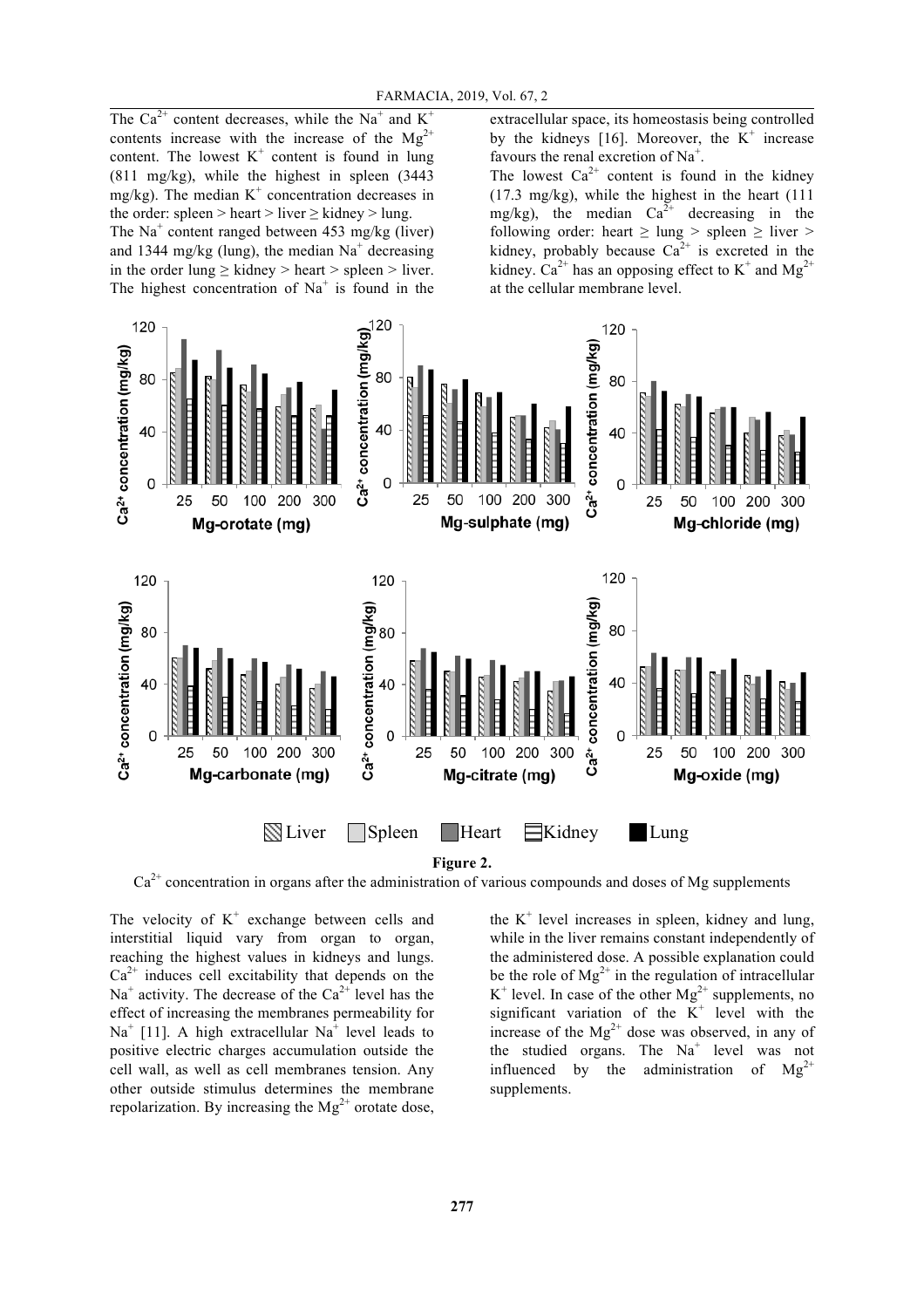The $Ca^{2+}$ content decreases, while the $Na^{+}$ and $K^{+}$ contents increase with the increase of the $Mg^{2+}$ content. The lowest $K^{+}$ content is found in lung (811 mg/kg), while the highest in spleen (3443 mg/kg). The median $K^{+}$ concentration decreases in the order: spleen > heart > liver ≥ kidney > lung.

The $Na^{+}$ content ranged between 453 mg/kg (liver) and 1344 mg/kg (lung), the median $Na^{+}$ decreasing in the order lung ≥ kidney > heart > spleen > liver. The highest concentration of $Na^{+}$ is found in the extracellular space, its homeostasis being controlled by the kidneys [16]. Moreover, the $K^{+}$ increase favours the renal excretion of $Na^{+}$.

The lowest $Ca^{2+}$ content is found in the kidney (17.3 mg/kg), while the highest in the heart (111 mg/kg), the median $Ca^{2+}$ decreasing in the following order: heart ≥ lung > spleen ≥ liver > kidney, probably because $Ca^{2+}$ is excreted in the kidney. $Ca^{2+}$ has an opposing effect to $K^{+}$ and $Mg^{2+}$ at the cellular membrane level.

**Figure 2.**

$Ca^{2+}$ concentration in organs after the administration of various compounds and doses of Mg supplements

The velocity of $K^{+}$ exchange between cells and interstitial liquid vary from organ to organ, reaching the highest values in kidneys and lungs. $Ca^{2+}$ induces cell excitability that depends on the $Na^{+}$ activity. The decrease of the $Ca^{2+}$ level has the effect of increasing the membranes permeability for $Na^{+}$ [11]. A high extracellular $Na^{+}$ level leads to positive electric charges accumulation outside the cell wall, as well as cell membranes tension. Any other outside stimulus determines the membrane repolarization. By increasing the $Mg^{2+}$ orotate dose, the $K^{+}$ level increases in spleen, kidney and lung, while in the liver remains constant independently of the administered dose. A possible explanation could be the role of $Mg^{2+}$ in the regulation of intracellular $K^{+}$ level. In case of the other $Mg^{2+}$ supplements, no significant variation of the $K^{+}$ level with the increase of the $Mg^{2+}$ dose was observed, in any of the studied organs. The $Na^{+}$ level was not influenced by the administration of $Mg^{2+}$ supplements.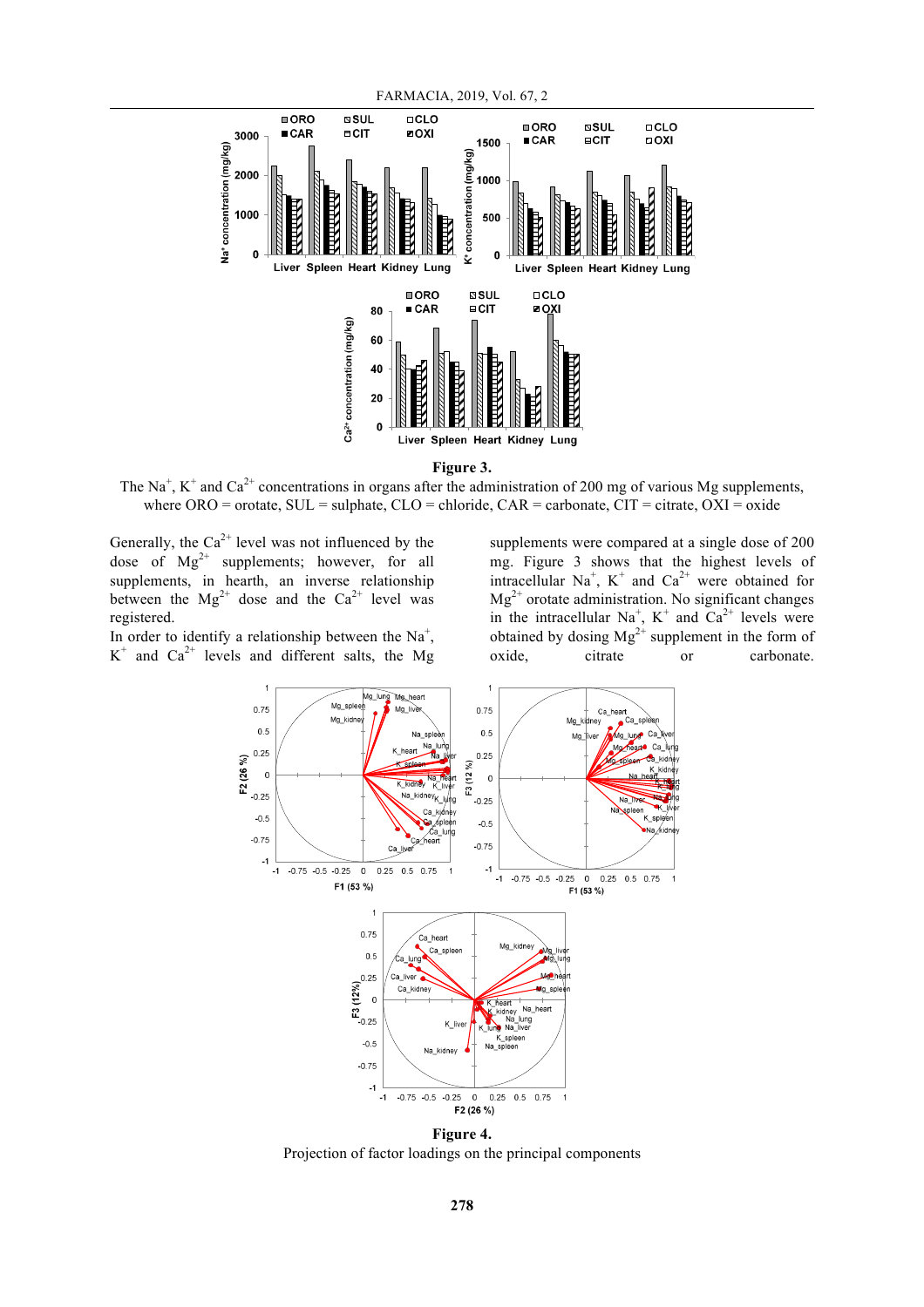**Figure 3.**

The $Na^+$, $K^+$ and $Ca^{2+}$ concentrations in organs after the administration of 200 mg of various Mg supplements, where ORO = orotate, SUL = sulphate, CLO = chloride, CAR = carbonate, CIT = citrate, OXI = oxide

Generally, the $Ca^{2+}$ level was not influenced by the dose of $Mg^{2+}$ supplements; however, for all supplements, in hearth, an inverse relationship between the $Mg^{2+}$ dose and the $Ca^{2+}$ level was registered.

In order to identify a relationship between the $Na^+$, $K^+$ and $Ca^{2+}$ levels and different salts, the Mg supplements were compared at a single dose of 200 mg. Figure 3 shows that the highest levels of intracellular $Na^+$, $K^+$ and $Ca^{2+}$ were obtained for $Mg^{2+}$ orotate administration. No significant changes in the intracellular $Na^+$, $K^+$ and $Ca^{2+}$ levels were obtained by dosing $Mg^{2+}$ supplement in the form of oxide, citrate or carbonate.

**Figure 4.**

Projection of factor loadings on the principal components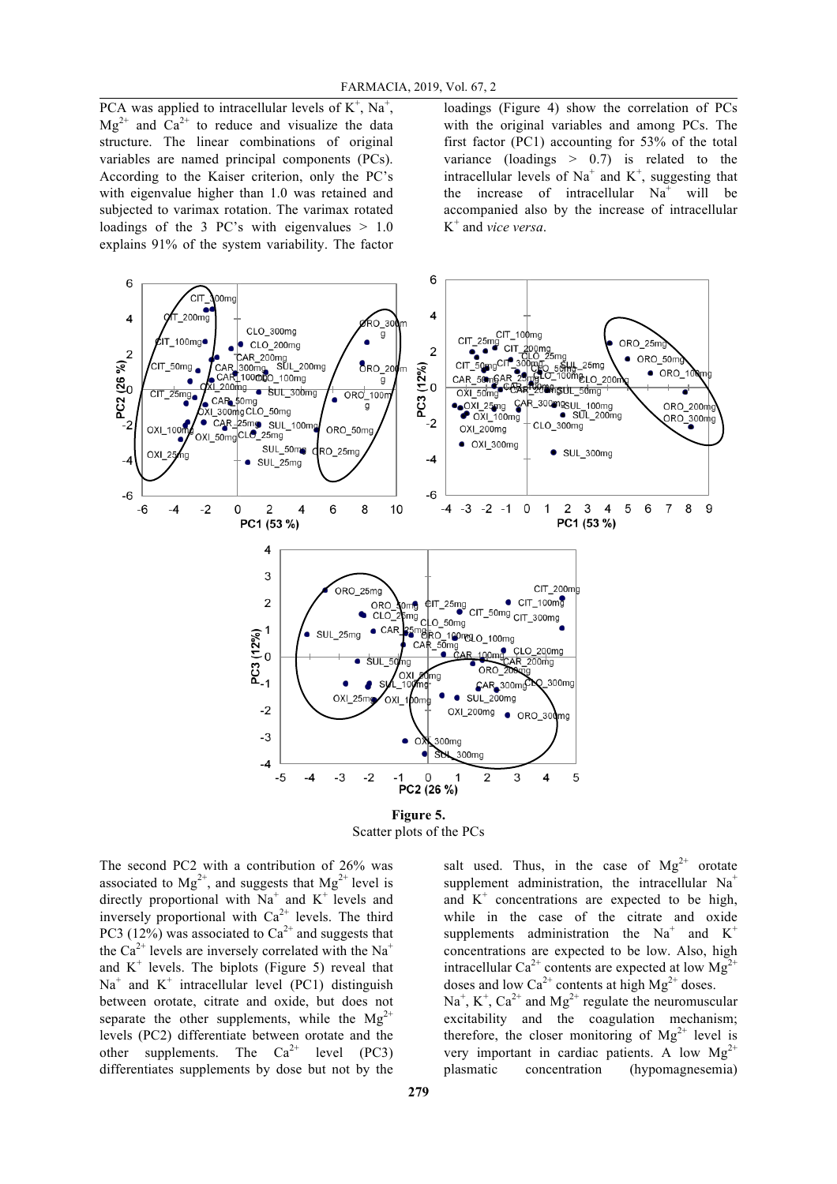PCA was applied to intracellular levels of $K^+$, $Na^+$, $Mg^{2+}$ and $Ca^{2+}$ to reduce and visualize the data structure. The linear combinations of original variables are named principal components (PCs). According to the Kaiser criterion, only the PC's with eigenvalue higher than 1.0 was retained and subjected to varimax rotation. The varimax rotated loadings of the 3 PC's with eigenvalues > 1.0 explains 91% of the system variability. The factor loadings (Figure 4) show the correlation of PCs with the original variables and among PCs. The first factor (PC1) accounting for 53% of the total variance (loadings > 0.7) is related to the intracellular levels of $Na^+$ and $K^+$, suggesting that the increase of intracellular $Na^+$ will be accompanied also by the increase of intracellular $K^+$ and *vice versa*.

**Figure 5.**
Scatter plots of the PCs

The second PC2 with a contribution of 26% was associated to $Mg^{2+}$, and suggests that $Mg^{2+}$ level is directly proportional with $Na^+$ and $K^+$ levels and inversely proportional with $Ca^{2+}$ levels. The third PC3 (12%) was associated to $Ca^{2+}$ and suggests that the $Ca^{2+}$ levels are inversely correlated with the $Na^+$ and $K^+$ levels. The biplots (Figure 5) reveal that $Na^+$ and $K^+$ intracellular level (PC1) distinguish between orotate, citrate and oxide, but does not separate the other supplements, while the $Mg^{2+}$ levels (PC2) differentiate between orotate and the other supplements. The $Ca^{2+}$ level (PC3) differentiates supplements by dose but not by the salt used. Thus, in the case of $Mg^{2+}$ orotate supplement administration, the intracellular $Na^+$ and $K^+$ concentrations are expected to be high, while in the case of the citrate and oxide supplements administration the $Na^+$ and $K^+$ concentrations are expected to be low. Also, high intracellular $Ca^{2+}$ contents are expected at low $Mg^{2+}$ doses and low $Ca^{2+}$ contents at high $Mg^{2+}$ doses.

$Na^+$, $K^+$, $Ca^{2+}$ and $Mg^{2+}$ regulate the neuromuscular excitability and the coagulation mechanism; therefore, the closer monitoring of $Mg^{2+}$ level is very important in cardiac patients. A low $Mg^{2+}$ plasmatic concentration (hypomagnesemia)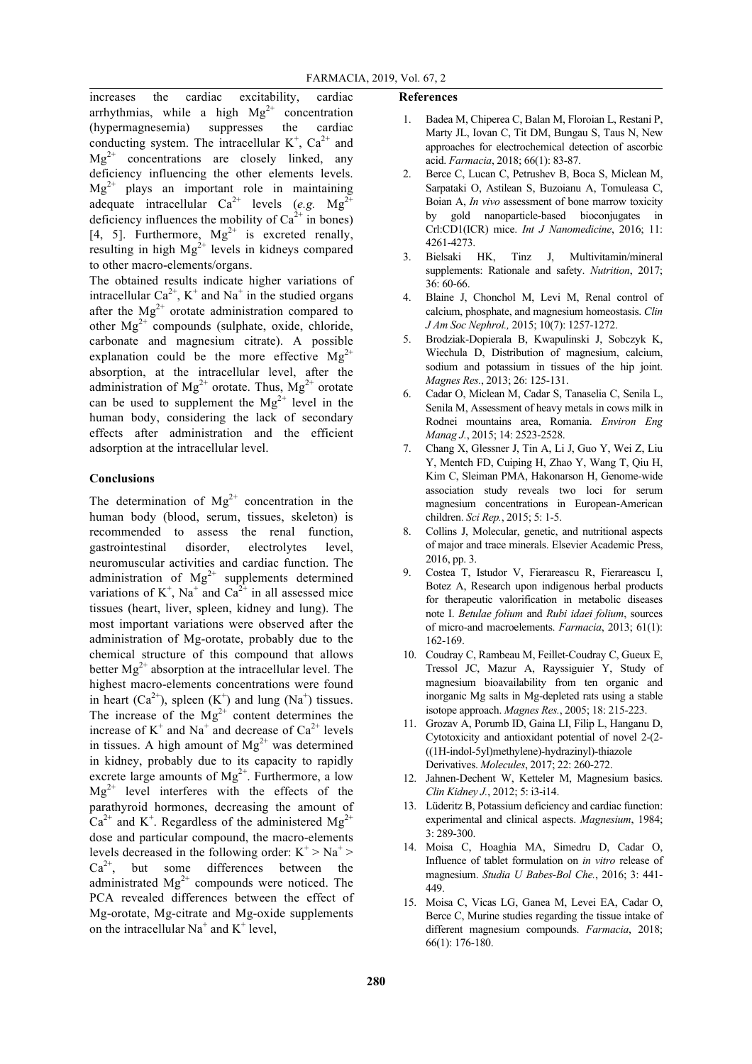increases the cardiac excitability, cardiac arrhythmias, while a high $Mg^{2+}$ concentration (hypermagnesemia) suppresses the cardiac conducting system. The intracellular $K^{+}$, $Ca^{2+}$ and $Mg^{2+}$ concentrations are closely linked, any deficiency influencing the other elements levels. $Mg^{2+}$ plays an important role in maintaining adequate intracellular $Ca^{2+}$ levels (*e.g.* $Mg^{2+}$ deficiency influences the mobility of $Ca^{2+}$ in bones) [4, 5]. Furthermore, $Mg^{2+}$ is excreted renally, resulting in high $Mg^{2+}$ levels in kidneys compared to other macro-elements/organs.

The obtained results indicate higher variations of intracellular $Ca^{2+}$, $K^{+}$ and $Na^{+}$ in the studied organs after the $Mg^{2+}$ orotate administration compared to other $Mg^{2+}$ compounds (sulphate, oxide, chloride, carbonate and magnesium citrate). A possible explanation could be the more effective $Mg^{2+}$ absorption, at the intracellular level, after the administration of $Mg^{2+}$ orotate. Thus, $Mg^{2+}$ orotate can be used to supplement the $Mg^{2+}$ level in the human body, considering the lack of secondary effects after administration and the efficient adsorption at the intracellular level.

## Conclusions

The determination of $Mg^{2+}$ concentration in the human body (blood, serum, tissues, skeleton) is recommended to assess the renal function, gastrointestinal disorder, electrolytes level, neuromuscular activities and cardiac function. The administration of $Mg^{2+}$ supplements determined variations of $K^{+}$, $Na^{+}$ and $Ca^{2+}$ in all assessed mice tissues (heart, liver, spleen, kidney and lung). The most important variations were observed after the administration of Mg-orotate, probably due to the chemical structure of this compound that allows better $Mg^{2+}$ absorption at the intracellular level. The highest macro-elements concentrations were found in heart ($Ca^{2+}$), spleen ($K^{+}$) and lung ($Na^{+}$) tissues. The increase of the $Mg^{2+}$ content determines the increase of $K^{+}$ and $Na^{+}$ and decrease of $Ca^{2+}$ levels in tissues. A high amount of $Mg^{2+}$ was determined in kidney, probably due to its capacity to rapidly excrete large amounts of $Mg^{2+}$. Furthermore, a low $Mg^{2+}$ level interferes with the effects of the parathyroid hormones, decreasing the amount of $Ca^{2+}$ and $K^{+}$. Regardless of the administered $Mg^{2+}$ dose and particular compound, the macro-elements levels decreased in the following order: $K^{+} > Na^{+} > Ca^{2+}$, but some differences between the administrated $Mg^{2+}$ compounds were noticed. The PCA revealed differences between the effect of Mg-orotate, Mg-citrate and Mg-oxide supplements on the intracellular $Na^{+}$ and $K^{+}$ level,

## References

1. Badea M, Chiperea C, Balan M, Floroian L, Restani P, Marty JL, Iovan C, Tit DM, Bungau S, Taus N, New approaches for electrochemical detection of ascorbic acid. *Farmacia*, 2018; 66(1): 83-87.
2. Berce C, Lucan C, Petrushev B, Boca S, Miclean M, Sarpataki O, Astilean S, Buzoianu A, Tomuleasa C, Boian A, *In vivo* assessment of bone marrow toxicity by gold nanoparticle-based bioconjugates in Crl:CD1(ICR) mice. *Int J Nanomedicine*, 2016; 11: 4261-4273.
3. Bielsaki HK, Tinz J, Multivitamin/mineral supplements: Rationale and safety. *Nutrition*, 2017; 36: 60-66.
4. Blaine J, Chonchol M, Levi M, Renal control of calcium, phosphate, and magnesium homeostasis. *Clin J Am Soc Nephrol.,* 2015; 10(7): 1257-1272.
5. Brodziak-Dopierala B, Kwapulinski J, Sobczyk K, Wiechula D, Distribution of magnesium, calcium, sodium and potassium in tissues of the hip joint. *Magnes Res.*, 2013; 26: 125-131.
6. Cadar O, Miclean M, Cadar S, Tanaselia C, Senila L, Senila M, Assessment of heavy metals in cows milk in Rodnei mountains area, Romania. *Environ Eng Manag J.*, 2015; 14: 2523-2528.
7. Chang X, Glessner J, Tin A, Li J, Guo Y, Wei Z, Liu Y, Mentch FD, Cuiping H, Zhao Y, Wang T, Qiu H, Kim C, Sleiman PMA, Hakonarson H, Genome-wide association study reveals two loci for serum magnesium concentrations in European-American children. *Sci Rep.*, 2015; 5: 1-5.
8. Collins J, Molecular, genetic, and nutritional aspects of major and trace minerals. Elsevier Academic Press, 2016, pp. 3.
9. Costea T, Istudor V, Fierareascu R, Fierarescu I, Botez A, Research upon indigenous herbal products for therapeutic valorification in metabolic diseases note I. *Betulae folium* and *Rubi idaei folium*, sources of micro-and macroelements. *Farmacia*, 2013; 61(1): 162-169.
10. Coudray C, Rambeau M, Feillet-Coudray C, Gueux E, Tressol JC, Mazur A, Rayssiguier Y, Study of magnesium bioavailability from ten organic and inorganic Mg salts in Mg-depleted rats using a stable isotope approach. *Magnes Res.*, 2005; 18: 215-223.
11. Grozav A, Porumb ID, Gaina LI, Filip L, Hanganu D, Cytotoxicity and antioxidant potential of novel 2-(2-((1H-indol-5yl)methylene)-hydrazinyl)-thiazole Derivatives. *Molecules*, 2017; 22: 260-272.
12. Jahnen-Dechent W, Ketteler M, Magnesium basics. *Clin Kidney J.*, 2012; 5: i3-i14.
13. Lüderitz B, Potassium deficiency and cardiac function: experimental and clinical aspects. *Magnesium*, 1984; 3: 289-300.
14. Moisa C, Hoaghia MA, Simedru D, Cadar O, Influence of tablet formulation on *in vitro* release of magnesium. *Studia U Babes-Bol Che.*, 2016; 3: 441-449.
15. Moisa C, Vicas LG, Ganea M, Levei EA, Cadar O, Berce C, Murine studies regarding the tissue intake of different magnesium compounds. *Farmacia*, 2018; 66(1): 176-180.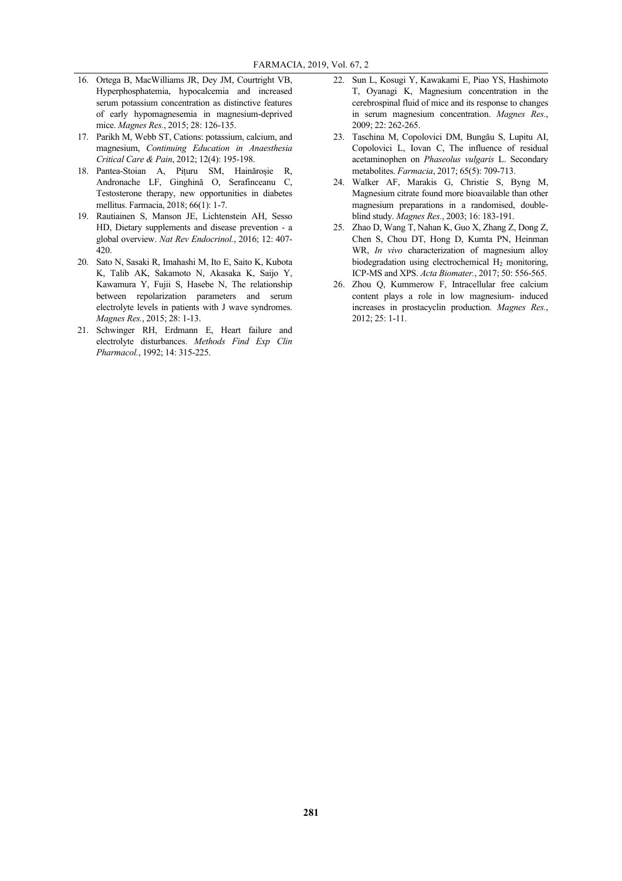16. Ortega B, MacWilliams JR, Dey JM, Courtright VB, Hyperphosphatemia, hypocalcemia and increased serum potassium concentration as distinctive features of early hypomagnesemia in magnesium-deprived mice. *Magnes Res.*, 2015; 28: 126-135.
17. Parikh M, Webb ST, Cations: potassium, calcium, and magnesium, *Continuing Education in Anaesthesia Critical Care & Pain*, 2012; 12(4): 195-198.
18. Pantea-Stoian A, Pițuru SM, Hainăroșie R, Andronache LF, Ginghină O, Serafinceanu C, Testosterone therapy, new opportunities in diabetes mellitus. Farmacia, 2018; 66(1): 1-7.
19. Rautiainen S, Manson JE, Lichtenstein AH, Sesso HD, Dietary supplements and disease prevention - a global overview. *Nat Rev Endocrinol.*, 2016; 12: 407-420.
20. Sato N, Sasaki R, Imahashi M, Ito E, Saito K, Kubota K, Talib AK, Sakamoto N, Akasaka K, Saijo Y, Kawamura Y, Fujii S, Hasebe N, The relationship between repolarization parameters and serum electrolyte levels in patients with J wave syndromes. *Magnes Res.*, 2015; 28: 1-13.
21. Schwinger RH, Erdmann E, Heart failure and electrolyte disturbances. *Methods Find Exp Clin Pharmacol.*, 1992; 14: 315-225.
22. Sun L, Kosugi Y, Kawakami E, Piao YS, Hashimoto T, Oyanagi K, Magnesium concentration in the cerebrospinal fluid of mice and its response to changes in serum magnesium concentration. *Magnes Res.*, 2009; 22: 262-265.
23. Taschina M, Copolovici DM, Bungău S, Lupitu AI, Copolovici L, Iovan C, The influence of residual acetaminophen on *Phaseolus vulgaris* L. Secondary metabolites. *Farmacia*, 2017; 65(5): 709-713.
24. Walker AF, Marakis G, Christie S, Byng M, Magnesium citrate found more bioavailable than other magnesium preparations in a randomised, double-blind study. *Magnes Res.*, 2003; 16: 183-191.
25. Zhao D, Wang T, Nahan K, Guo X, Zhang Z, Dong Z, Chen S, Chou DT, Hong D, Kumta PN, Heinman WR, *In vivo* characterization of magnesium alloy biodegradation using electrochemical $H_2$ monitoring, ICP-MS and XPS. *Acta Biomater.*, 2017; 50: 556-565.
26. Zhou Q, Kummerow F, Intracellular free calcium content plays a role in low magnesium- induced increases in prostacyclin production. *Magnes Res.*, 2012; 25: 1-11.